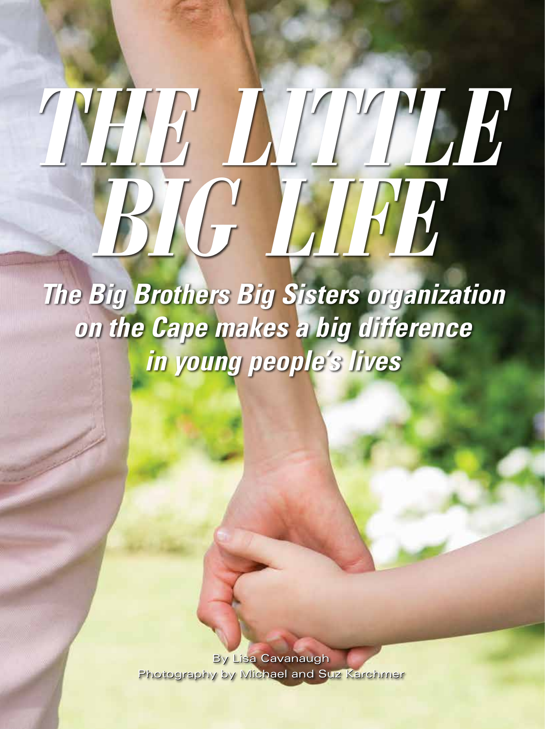# *THE LITTLE BIG LIFE*

***The Big Brothers Big Sisters organization on the Cape makes a big difference in young people's lives***

By Lisa Cavanaugh
Photography by Michael and Suz Karchmer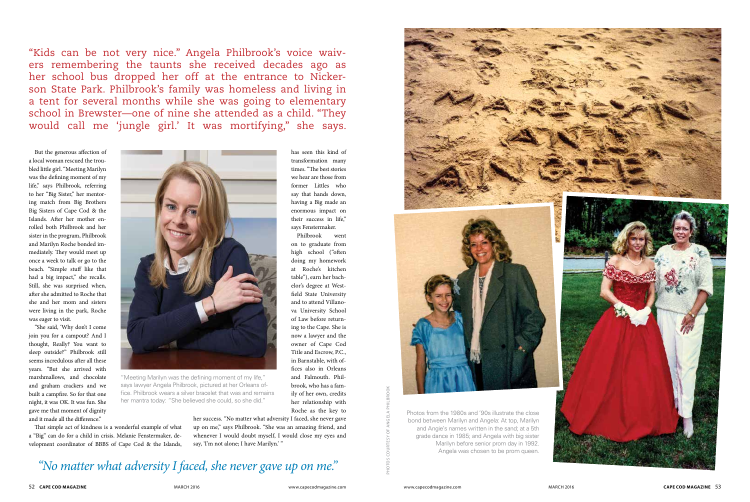"Kids can be not very nice." Angela Philbrook's voice waivers remembering the taunts she received decades ago as her school bus dropped her off at the entrance to Nickerson State Park. Philbrook's family was homeless and living in a tent for several months while she was going to elementary school in Brewster—one of nine she attended as a child. "They would call me 'jungle girl.' It was mortifying," she says.

But the generous affection of a local woman rescued the troubled little girl. "Meeting Marilyn was the defining moment of my life," says Philbrook, referring to her "Big Sister," her mentoring match from Big Brothers Big Sisters of Cape Cod & the Islands. After her mother enrolled both Philbrook and her sister in the program, Philbrook and Marilyn Roche bonded immediately. They would meet up once a week to talk or go to the beach. "Simple stuff like that had a big impact," she recalls. Still, she was surprised when, after she admitted to Roche that she and her mom and sisters were living in the park, Roche was eager to visit.

"She said, 'Why don't I come join you for a campout? And I thought, Really? You want to sleep outside?" Philbrook still seems incredulous after all these years. "But she arrived with marshmallows, and chocolate and graham crackers and we built a campfire. So for that one night, it was OK. It was fun. She gave me that moment of dignity and it made all the difference."

"Meeting Marilyn was the defining moment of my life," says lawyer Angela Philbrook, pictured at her Orleans office. Philbrook wears a silver bracelet that was and remains her mantra today: "She believed she could, so she did."

That simple act of kindness is a wonderful example of what a "Big" can do for a child in crisis. Melanie Fenstermaker, development coordinator of BBBS of Cape Cod & the Islands, has seen this kind of transformation many times. "The best stories we hear are those from former Littles who say that hands down, having a Big made an enormous impact on their success in life," says Fenstermaker.

Philbrook went on to graduate from high school ("often doing my homework at Roche's kitchen table"), earn her bachelor's degree at Westfield State University and to attend Villanova University School of Law before returning to the Cape. She is now a lawyer and the owner of Cape Cod Title and Escrow, P.C., in Barnstable, with offices also in Orleans and Falmouth. Philbrook, who has a family of her own, credits her relationship with Roche as the key to her success. "No matter what adversity I faced, she never gave up on me," says Philbrook. "She was an amazing friend, and whenever I would doubt myself, I would close my eyes and say, 'I'm not alone; I have Marilyn.' "

*"No matter what adversity I faced, she never gave up on me."*

Photos from the 1980s and '90s illustrate the close bond between Marilyn and Angela: At top, Marilyn and Angie's names written in the sand; at a 5th grade dance in 1985; and Angela with big sister Marilyn before senior prom day in 1992. Angela was chosen to be prom queen.

PHOTOS COURTESY OF ANGELA PHILBROOK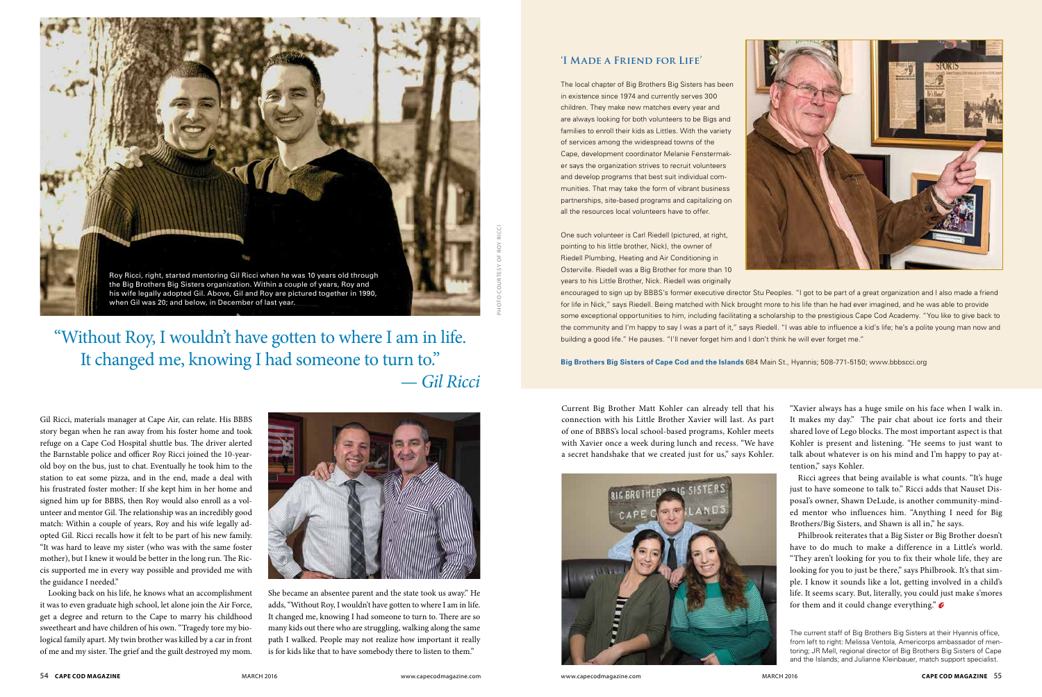Roy Ricci, right, started mentoring Gil Ricci when he was 10 years old through the Big Brothers Big Sisters organization. Within a couple of years, Roy and his wife legally adopted Gil. Above, Gil and Roy are pictured together in 1990, when Gil was 20; and below, in December of last year.

PHOTO COURTESY OF ROY RICCI

> "Without Roy, I wouldn't have gotten to where I am in life. It changed me, knowing I had someone to turn to."
> *— Gil Ricci*

Gil Ricci, materials manager at Cape Air, can relate. His BBBS story began when he ran away from his foster home and took refuge on a Cape Cod Hospital shuttle bus. The driver alerted the Barnstable police and officer Roy Ricci joined the 10-year-old boy on the bus, just to chat. Eventually he took him to the station to eat some pizza, and in the end, made a deal with his frustrated foster mother: If she kept him in her home and signed him up for BBBS, then Roy would also enroll as a volunteer and mentor Gil. The relationship was an incredibly good match: Within a couple of years, Roy and his wife legally adopted Gil. Ricci recalls how it felt to be part of his new family. "It was hard to leave my sister (who was with the same foster mother), but I knew it would be better in the long run. The Riccis supported me in every way possible and provided me with the guidance I needed."

Looking back on his life, he knows what an accomplishment it was to even graduate high school, let alone join the Air Force, get a degree and return to the Cape to marry his childhood sweetheart and have children of his own. "Tragedy tore my biological family apart. My twin brother was killed by a car in front of me and my sister. The grief and the guilt destroyed my mom. She became an absentee parent and the state took us away." He adds, "Without Roy, I wouldn't have gotten to where I am in life. It changed me, knowing I had someone to turn to. There are so many kids out there who are struggling, walking along the same path I walked. People may not realize how important it really is for kids like that to have somebody there to listen to them."

## 'I Made a Friend for Life'

The local chapter of Big Brothers Big Sisters has been in existence since 1974 and currently serves 300 children. They make new matches every year and are always looking for both volunteers to be Bigs and families to enroll their kids as Littles. With the variety of services among the widespread towns of the Cape, development coordinator Melanie Fenstermaker says the organization strives to recruit volunteers and develop programs that best suit individual communities. That may take the form of vibrant business partnerships, site-based programs and capitalizing on all the resources local volunteers have to offer.

One such volunteer is Carl Riedell (pictured, at right, pointing to his little brother, Nick), the owner of Riedell Plumbing, Heating and Air Conditioning in Osterville. Riedell was a Big Brother for more than 10 years to his Little Brother, Nick. Riedell was originally encouraged to sign up by BBBS's former executive director Stu Peoples. "I got to be part of a great organization and I also made a friend for life in Nick," says Riedell. Being matched with Nick brought more to his life than he had ever imagined, and he was able to provide some exceptional opportunities to him, including facilitating a scholarship to the prestigious Cape Cod Academy. "You like to give back to the community and I'm happy to say I was a part of it," says Riedell. "I was able to influence a kid's life; he's a polite young man now and building a good life." He pauses. "I'll never forget him and I don't think he will ever forget me."

**Big Brothers Big Sisters of Cape Cod and the Islands** 684 Main St., Hyannis; 508-771-5150; www.bbbscci.org

Current Big Brother Matt Kohler can already tell that his connection with his Little Brother Xavier will last. As part of one of BBBS's local school-based programs, Kohler meets with Xavier once a week during lunch and recess. "We have a secret handshake that we created just for us," says Kohler. "Xavier always has a huge smile on his face when I walk in. It makes my day." The pair chat about ice forts and their shared love of Lego blocks. The most important aspect is that Kohler is present and listening. "He seems to just want to talk about whatever is on his mind and I'm happy to pay attention," says Kohler.

Ricci agrees that being available is what counts. "It's huge just to have someone to talk to." Ricci adds that Nauset Disposal's owner, Shawn DeLude, is another community-minded mentor who influences him. "Anything I need for Big Brothers/Big Sisters, and Shawn is all in," he says.

Philbrook reiterates that a Big Sister or Big Brother doesn't have to do much to make a difference in a Little's world. "They aren't looking for you to fix their whole life, they are looking for you to just be there," says Philbrook. It's that simple. I know it sounds like a lot, getting involved in a child's life. It seems scary. But, literally, you could just make s'mores for them and it could change everything."

The current staff of Big Brothers Big Sisters at their Hyannis office, from left to right: Melissa Ventola, Americorps ambassador of mentoring; JR Mell, regional director of Big Brothers Big Sisters of Cape and the Islands; and Julianne Kleinbauer, match support specialist.